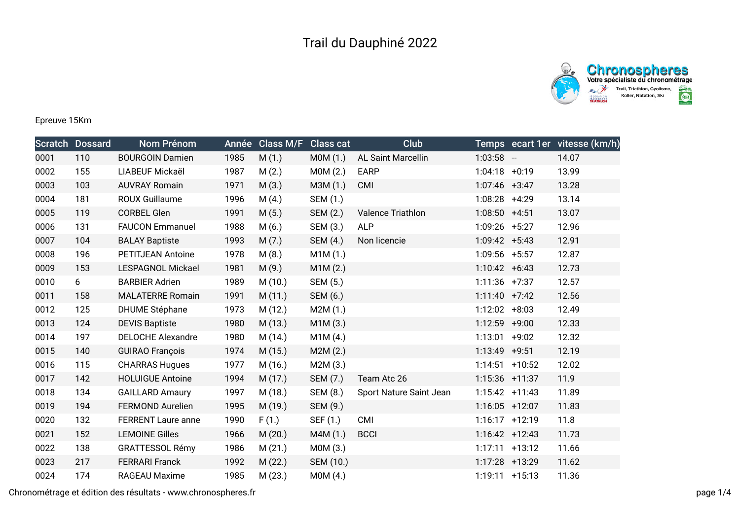# Trail du Dauphiné 2022

Epreuve 15Km

| Scratch | Dossard | Nom Prénom | Année | Class M/F | Class cat | Club | Temps | ecart 1er | vitesse (km/h) |
|---|---|---|---|---|---|---|---|---|---|
| 0001 | 110 | BOURGOIN Damien | 1985 | M (1.) | M0M (1.) | AL Saint Marcellin | 1:03:58 | -- | 14.07 |
| 0002 | 155 | LIABEUF Mickaël | 1987 | M (2.) | M0M (2.) | EARP | 1:04:18 | +0:19 | 13.99 |
| 0003 | 103 | AUVRAY Romain | 1971 | M (3.) | M3M (1.) | CMI | 1:07:46 | +3:47 | 13.28 |
| 0004 | 181 | ROUX Guillaume | 1996 | M (4.) | SEM (1.) | | 1:08:28 | +4:29 | 13.14 |
| 0005 | 119 | CORBEL Glen | 1991 | M (5.) | SEM (2.) | Valence Triathlon | 1:08:50 | +4:51 | 13.07 |
| 0006 | 131 | FAUCON Emmanuel | 1988 | M (6.) | SEM (3.) | ALP | 1:09:26 | +5:27 | 12.96 |
| 0007 | 104 | BALAY Baptiste | 1993 | M (7.) | SEM (4.) | Non licencie | 1:09:42 | +5:43 | 12.91 |
| 0008 | 196 | PETITJEAN Antoine | 1978 | M (8.) | M1M (1.) | | 1:09:56 | +5:57 | 12.87 |
| 0009 | 153 | LESPAGNOL Mickael | 1981 | M (9.) | M1M (2.) | | 1:10:42 | +6:43 | 12.73 |
| 0010 | 6 | BARBIER Adrien | 1989 | M (10.) | SEM (5.) | | 1:11:36 | +7:37 | 12.57 |
| 0011 | 158 | MALATERRE Romain | 1991 | M (11.) | SEM (6.) | | 1:11:40 | +7:42 | 12.56 |
| 0012 | 125 | DHUME Stéphane | 1973 | M (12.) | M2M (1.) | | 1:12:02 | +8:03 | 12.49 |
| 0013 | 124 | DEVIS Baptiste | 1980 | M (13.) | M1M (3.) | | 1:12:59 | +9:00 | 12.33 |
| 0014 | 197 | DELOCHE Alexandre | 1980 | M (14.) | M1M (4.) | | 1:13:01 | +9:02 | 12.32 |
| 0015 | 140 | GUIRAO François | 1974 | M (15.) | M2M (2.) | | 1:13:49 | +9:51 | 12.19 |
| 0016 | 115 | CHARRAS Hugues | 1977 | M (16.) | M2M (3.) | | 1:14:51 | +10:52 | 12.02 |
| 0017 | 142 | HOLUIGUE Antoine | 1994 | M (17.) | SEM (7.) | Team Atc 26 | 1:15:36 | +11:37 | 11.9 |
| 0018 | 134 | GAILLARD Amaury | 1997 | M (18.) | SEM (8.) | Sport Nature Saint Jean | 1:15:42 | +11:43 | 11.89 |
| 0019 | 194 | FERMOND Aurelien | 1995 | M (19.) | SEM (9.) | | 1:16:05 | +12:07 | 11.83 |
| 0020 | 132 | FERRENT Laure anne | 1990 | F (1.) | SEF (1.) | CMI | 1:16:17 | +12:19 | 11.8 |
| 0021 | 152 | LEMOINE Gilles | 1966 | M (20.) | M4M (1.) | BCCI | 1:16:42 | +12:43 | 11.73 |
| 0022 | 138 | GRATTESSOL Rémy | 1986 | M (21.) | M0M (3.) | | 1:17:11 | +13:12 | 11.66 |
| 0023 | 217 | FERRARI Franck | 1992 | M (22.) | SEM (10.) | | 1:17:28 | +13:29 | 11.62 |
| 0024 | 174 | RAGEAU Maxime | 1985 | M (23.) | M0M (4.) | | 1:19:11 | +15:13 | 11.36 |

Chronométrage et édition des résultats - www.chronospheres.fr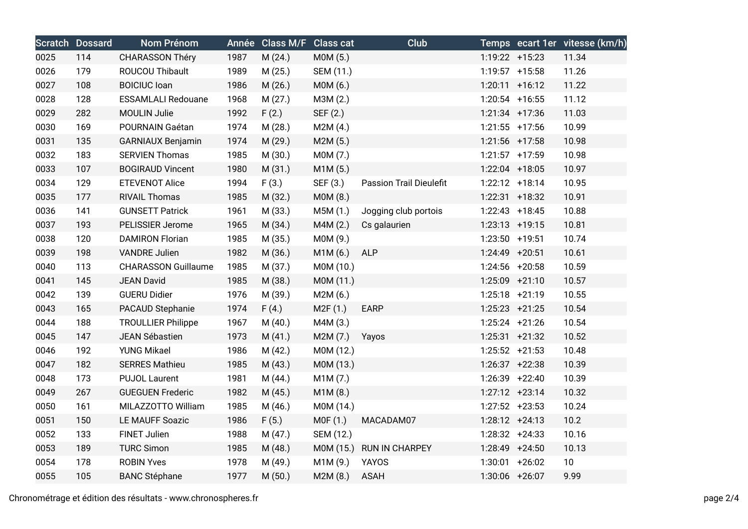| Scratch | Dossard | Nom Prénom | Année | Class M/F | Class cat | Club | Temps | ecart 1er | vitesse (km/h) |
|---|---|---|---|---|---|---|---|---|---|
| 0025 | 114 | CHARASSON Théry | 1987 | M (24.) | M0M (5.) | | 1:19:22 | +15:23 | 11.34 |
| 0026 | 179 | ROUCOU Thibault | 1989 | M (25.) | SEM (11.) | | 1:19:57 | +15:58 | 11.26 |
| 0027 | 108 | BOICIUC Ioan | 1986 | M (26.) | M0M (6.) | | 1:20:11 | +16:12 | 11.22 |
| 0028 | 128 | ESSAMLALI Redouane | 1968 | M (27.) | M3M (2.) | | 1:20:54 | +16:55 | 11.12 |
| 0029 | 282 | MOULIN Julie | 1992 | F (2.) | SEF (2.) | | 1:21:34 | +17:36 | 11.03 |
| 0030 | 169 | POURNAIN Gaétan | 1974 | M (28.) | M2M (4.) | | 1:21:55 | +17:56 | 10.99 |
| 0031 | 135 | GARNIAUX Benjamin | 1974 | M (29.) | M2M (5.) | | 1:21:56 | +17:58 | 10.98 |
| 0032 | 183 | SERVIEN Thomas | 1985 | M (30.) | M0M (7.) | | 1:21:57 | +17:59 | 10.98 |
| 0033 | 107 | BOGIRAUD Vincent | 1980 | M (31.) | M1M (5.) | | 1:22:04 | +18:05 | 10.97 |
| 0034 | 129 | ETEVENOT Alice | 1994 | F (3.) | SEF (3.) | Passion Trail Dieulefit | 1:22:12 | +18:14 | 10.95 |
| 0035 | 177 | RIVAIL Thomas | 1985 | M (32.) | M0M (8.) | | 1:22:31 | +18:32 | 10.91 |
| 0036 | 141 | GUNSETT Patrick | 1961 | M (33.) | M5M (1.) | Jogging club portois | 1:22:43 | +18:45 | 10.88 |
| 0037 | 193 | PELISSIER Jerome | 1965 | M (34.) | M4M (2.) | Cs galaurien | 1:23:13 | +19:15 | 10.81 |
| 0038 | 120 | DAMIRON Florian | 1985 | M (35.) | M0M (9.) | | 1:23:50 | +19:51 | 10.74 |
| 0039 | 198 | VANDRE Julien | 1982 | M (36.) | M1M (6.) | ALP | 1:24:49 | +20:51 | 10.61 |
| 0040 | 113 | CHARASSON Guillaume | 1985 | M (37.) | M0M (10.) | | 1:24:56 | +20:58 | 10.59 |
| 0041 | 145 | JEAN David | 1985 | M (38.) | M0M (11.) | | 1:25:09 | +21:10 | 10.57 |
| 0042 | 139 | GUERU Didier | 1976 | M (39.) | M2M (6.) | | 1:25:18 | +21:19 | 10.55 |
| 0043 | 165 | PACAUD Stephanie | 1974 | F (4.) | M2F (1.) | EARP | 1:25:23 | +21:25 | 10.54 |
| 0044 | 188 | TROULLIER Philippe | 1967 | M (40.) | M4M (3.) | | 1:25:24 | +21:26 | 10.54 |
| 0045 | 147 | JEAN Sébastien | 1973 | M (41.) | M2M (7.) | Yayos | 1:25:31 | +21:32 | 10.52 |
| 0046 | 192 | YUNG Mikael | 1986 | M (42.) | M0M (12.) | | 1:25:52 | +21:53 | 10.48 |
| 0047 | 182 | SERRES Mathieu | 1985 | M (43.) | M0M (13.) | | 1:26:37 | +22:38 | 10.39 |
| 0048 | 173 | PUJOL Laurent | 1981 | M (44.) | M1M (7.) | | 1:26:39 | +22:40 | 10.39 |
| 0049 | 267 | GUEGUEN Frederic | 1982 | M (45.) | M1M (8.) | | 1:27:12 | +23:14 | 10.32 |
| 0050 | 161 | MILAZZOTTO William | 1985 | M (46.) | M0M (14.) | | 1:27:52 | +23:53 | 10.24 |
| 0051 | 150 | LE MAUFF Soazic | 1986 | F (5.) | M0F (1.) | MACADAM07 | 1:28:12 | +24:13 | 10.2 |
| 0052 | 133 | FINET Julien | 1988 | M (47.) | SEM (12.) | | 1:28:32 | +24:33 | 10.16 |
| 0053 | 189 | TURC Simon | 1985 | M (48.) | M0M (15.) | RUN IN CHARPEY | 1:28:49 | +24:50 | 10.13 |
| 0054 | 178 | ROBIN Yves | 1978 | M (49.) | M1M (9.) | YAYOS | 1:30:01 | +26:02 | 10 |
| 0055 | 105 | BANC Stéphane | 1977 | M (50.) | M2M (8.) | ASAH | 1:30:06 | +26:07 | 9.99 |

Chronométrage et édition des résultats - www.chronospheres.fr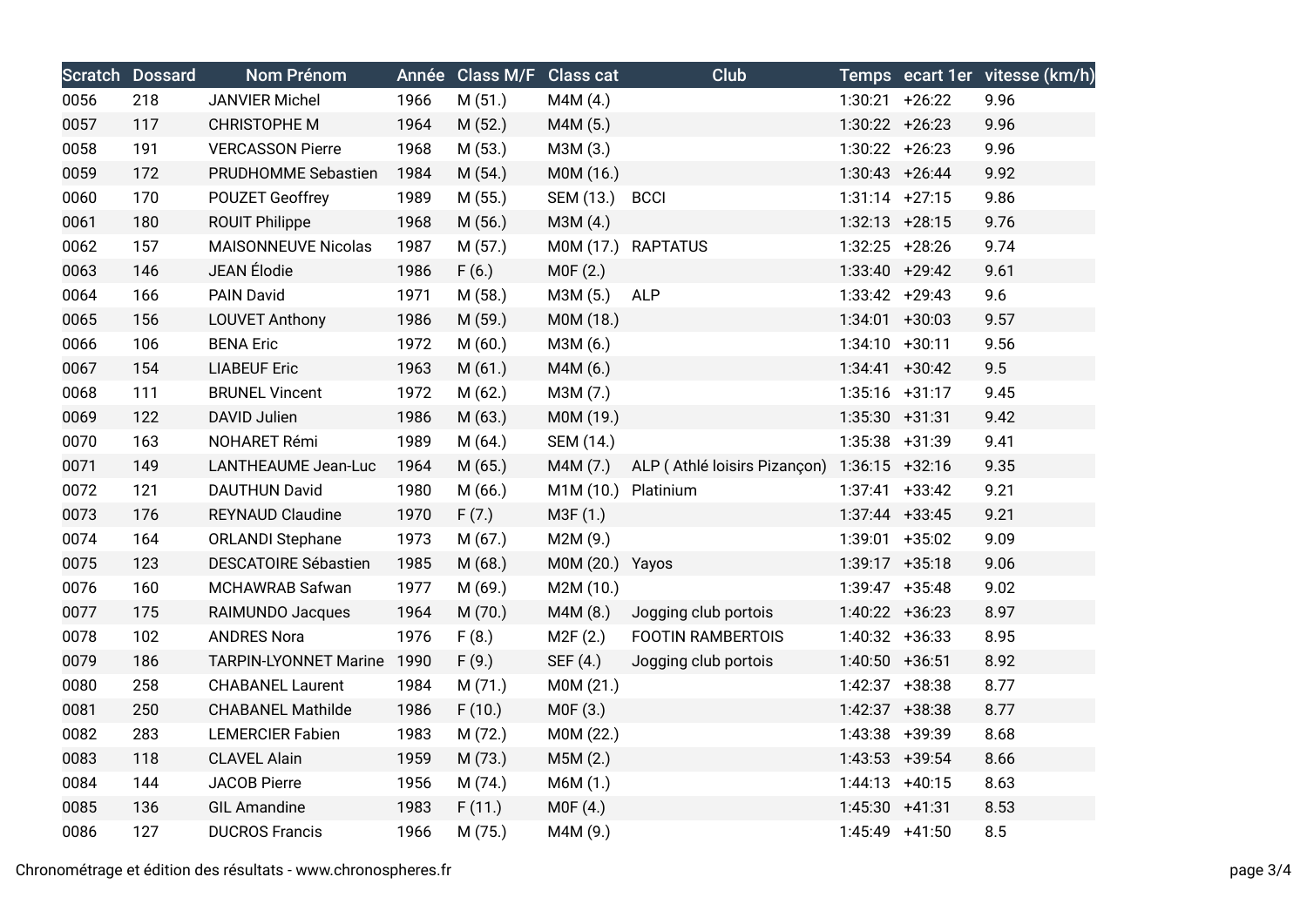| Scratch | Dossard | Nom Prénom | Année | Class M/F | Class cat | Club | Temps | ecart 1er | vitesse (km/h) |
|---|---|---|---|---|---|---|---|---|---|
| 0056 | 218 | JANVIER Michel | 1966 | M (51.) | M4M (4.) | | 1:30:21 | +26:22 | 9.96 |
| 0057 | 117 | CHRISTOPHE M | 1964 | M (52.) | M4M (5.) | | 1:30:22 | +26:23 | 9.96 |
| 0058 | 191 | VERCASSON Pierre | 1968 | M (53.) | M3M (3.) | | 1:30:22 | +26:23 | 9.96 |
| 0059 | 172 | PRUDHOMME Sebastien | 1984 | M (54.) | M0M (16.) | | 1:30:43 | +26:44 | 9.92 |
| 0060 | 170 | POUZET Geoffrey | 1989 | M (55.) | SEM (13.) | BCCI | 1:31:14 | +27:15 | 9.86 |
| 0061 | 180 | ROUIT Philippe | 1968 | M (56.) | M3M (4.) | | 1:32:13 | +28:15 | 9.76 |
| 0062 | 157 | MAISONNEUVE Nicolas | 1987 | M (57.) | M0M (17.) | RAPTATUS | 1:32:25 | +28:26 | 9.74 |
| 0063 | 146 | JEAN Élodie | 1986 | F (6.) | M0F (2.) | | 1:33:40 | +29:42 | 9.61 |
| 0064 | 166 | PAIN David | 1971 | M (58.) | M3M (5.) | ALP | 1:33:42 | +29:43 | 9.6 |
| 0065 | 156 | LOUVET Anthony | 1986 | M (59.) | M0M (18.) | | 1:34:01 | +30:03 | 9.57 |
| 0066 | 106 | BENA Eric | 1972 | M (60.) | M3M (6.) | | 1:34:10 | +30:11 | 9.56 |
| 0067 | 154 | LIABEUF Eric | 1963 | M (61.) | M4M (6.) | | 1:34:41 | +30:42 | 9.5 |
| 0068 | 111 | BRUNEL Vincent | 1972 | M (62.) | M3M (7.) | | 1:35:16 | +31:17 | 9.45 |
| 0069 | 122 | DAVID Julien | 1986 | M (63.) | M0M (19.) | | 1:35:30 | +31:31 | 9.42 |
| 0070 | 163 | NOHARET Rémi | 1989 | M (64.) | SEM (14.) | | 1:35:38 | +31:39 | 9.41 |
| 0071 | 149 | LANTHEAUME Jean-Luc | 1964 | M (65.) | M4M (7.) | ALP ( Athlé loisirs Pizançon) | 1:36:15 | +32:16 | 9.35 |
| 0072 | 121 | DAUTHUN David | 1980 | M (66.) | M1M (10.) | Platinium | 1:37:41 | +33:42 | 9.21 |
| 0073 | 176 | REYNAUD Claudine | 1970 | F (7.) | M3F (1.) | | 1:37:44 | +33:45 | 9.21 |
| 0074 | 164 | ORLANDI Stephane | 1973 | M (67.) | M2M (9.) | | 1:39:01 | +35:02 | 9.09 |
| 0075 | 123 | DESCATOIRE Sébastien | 1985 | M (68.) | M0M (20.) | Yayos | 1:39:17 | +35:18 | 9.06 |
| 0076 | 160 | MCHAWRAB Safwan | 1977 | M (69.) | M2M (10.) | | 1:39:47 | +35:48 | 9.02 |
| 0077 | 175 | RAIMUNDO Jacques | 1964 | M (70.) | M4M (8.) | Jogging club portois | 1:40:22 | +36:23 | 8.97 |
| 0078 | 102 | ANDRES Nora | 1976 | F (8.) | M2F (2.) | FOOTIN RAMBERTOIS | 1:40:32 | +36:33 | 8.95 |
| 0079 | 186 | TARPIN-LYONNET Marine | 1990 | F (9.) | SEF (4.) | Jogging club portois | 1:40:50 | +36:51 | 8.92 |
| 0080 | 258 | CHABANEL Laurent | 1984 | M (71.) | M0M (21.) | | 1:42:37 | +38:38 | 8.77 |
| 0081 | 250 | CHABANEL Mathilde | 1986 | F (10.) | M0F (3.) | | 1:42:37 | +38:38 | 8.77 |
| 0082 | 283 | LEMERCIER Fabien | 1983 | M (72.) | M0M (22.) | | 1:43:38 | +39:39 | 8.68 |
| 0083 | 118 | CLAVEL Alain | 1959 | M (73.) | M5M (2.) | | 1:43:53 | +39:54 | 8.66 |
| 0084 | 144 | JACOB Pierre | 1956 | M (74.) | M6M (1.) | | 1:44:13 | +40:15 | 8.63 |
| 0085 | 136 | GIL Amandine | 1983 | F (11.) | M0F (4.) | | 1:45:30 | +41:31 | 8.53 |
| 0086 | 127 | DUCROS Francis | 1966 | M (75.) | M4M (9.) | | 1:45:49 | +41:50 | 8.5 |

Chronométrage et édition des résultats - www.chronospheres.fr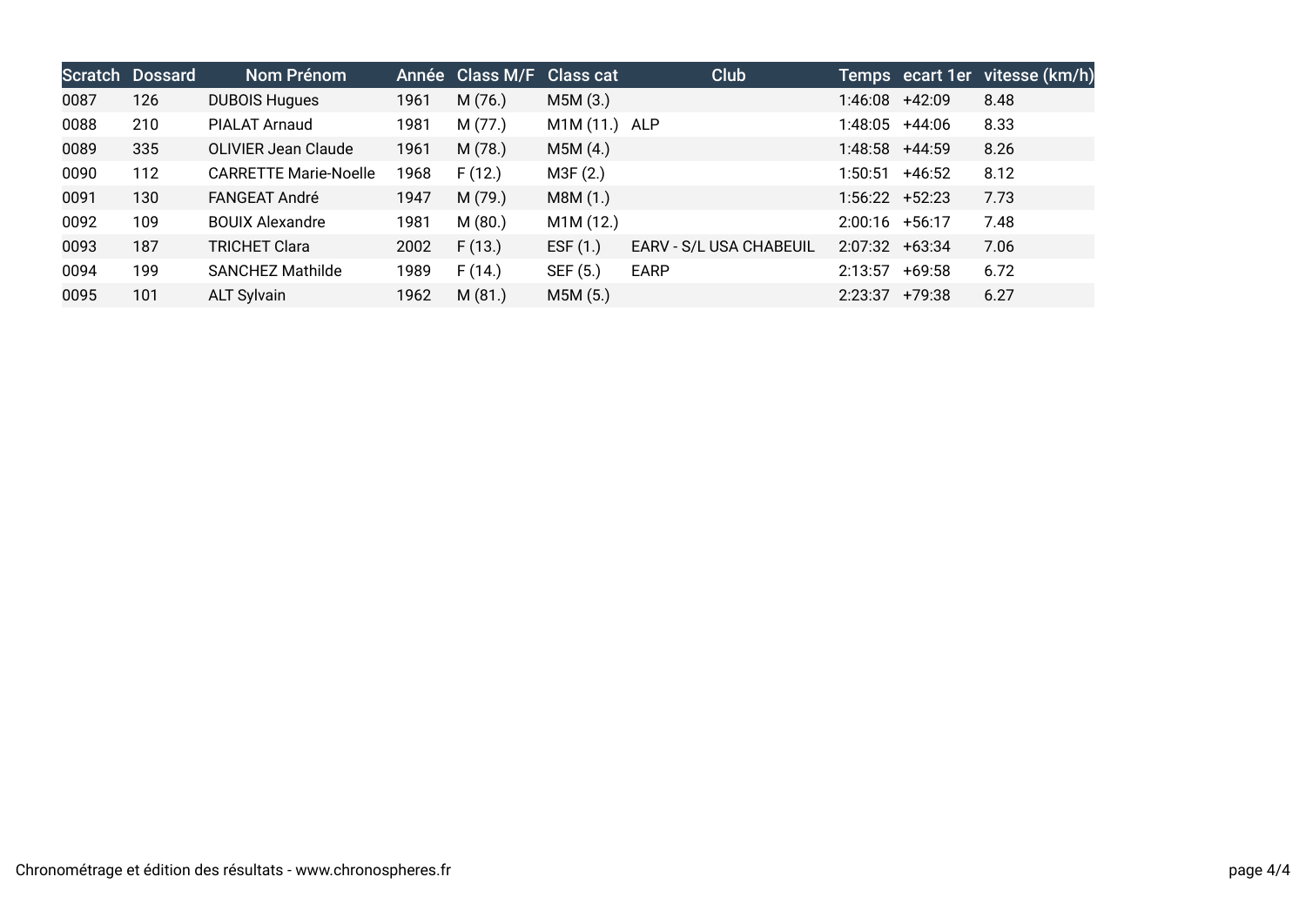| Scratch | Dossard | Nom Prénom | Année | Class M/F | Class cat | Club | Temps | ecart 1er | vitesse (km/h) |
|---|---|---|---|---|---|---|---|---|---|
| 0087 | 126 | DUBOIS Hugues | 1961 | M (76.) | M5M (3.) | | 1:46:08 | +42:09 | 8.48 |
| 0088 | 210 | PIALAT Arnaud | 1981 | M (77.) | M1M (11.) | ALP | 1:48:05 | +44:06 | 8.33 |
| 0089 | 335 | OLIVIER Jean Claude | 1961 | M (78.) | M5M (4.) | | 1:48:58 | +44:59 | 8.26 |
| 0090 | 112 | CARRETTE Marie-Noelle | 1968 | F (12.) | M3F (2.) | | 1:50:51 | +46:52 | 8.12 |
| 0091 | 130 | FANGEAT André | 1947 | M (79.) | M8M (1.) | | 1:56:22 | +52:23 | 7.73 |
| 0092 | 109 | BOUIX Alexandre | 1981 | M (80.) | M1M (12.) | | 2:00:16 | +56:17 | 7.48 |
| 0093 | 187 | TRICHET Clara | 2002 | F (13.) | ESF (1.) | EARV - S/L USA CHABEUIL | 2:07:32 | +63:34 | 7.06 |
| 0094 | 199 | SANCHEZ Mathilde | 1989 | F (14.) | SEF (5.) | EARP | 2:13:57 | +69:58 | 6.72 |
| 0095 | 101 | ALT Sylvain | 1962 | M (81.) | M5M (5.) | | 2:23:37 | +79:38 | 6.27 |

Chronométrage et édition des résultats - www.chronospheres.fr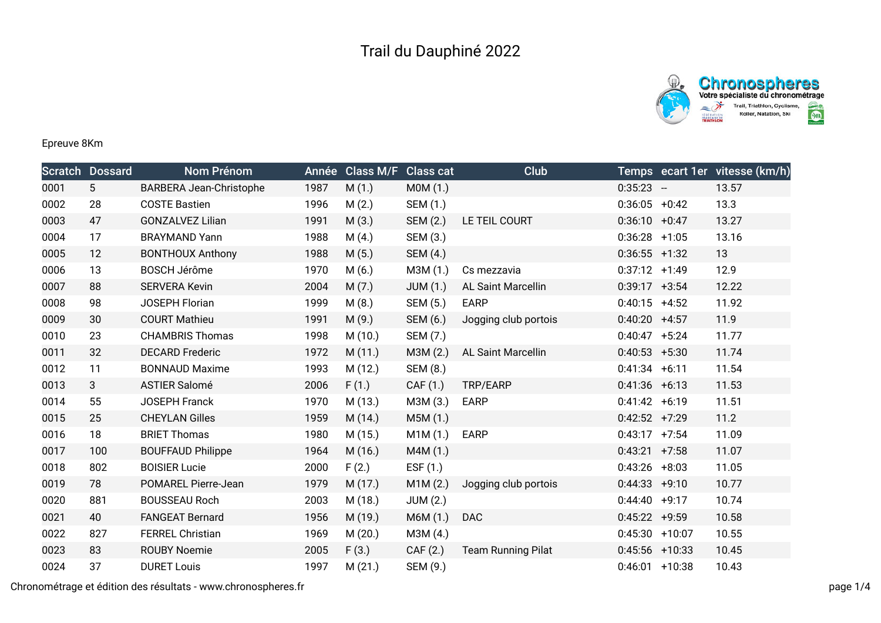# Trail du Dauphiné 2022

Epreuve 8Km

| Scratch | Dossard | Nom Prénom | Année | Class M/F | Class cat | Club | Temps | ecart 1er | vitesse (km/h) |
|---|---|---|---|---|---|---|---|---|---|
| 0001 | 5 | BARBERA Jean-Christophe | 1987 | M (1.) | M0M (1.) | | 0:35:23 | -- | 13.57 |
| 0002 | 28 | COSTE Bastien | 1996 | M (2.) | SEM (1.) | | 0:36:05 | +0:42 | 13.3 |
| 0003 | 47 | GONZALVEZ Lilian | 1991 | M (3.) | SEM (2.) | LE TEIL COURT | 0:36:10 | +0:47 | 13.27 |
| 0004 | 17 | BRAYMAND Yann | 1988 | M (4.) | SEM (3.) | | 0:36:28 | +1:05 | 13.16 |
| 0005 | 12 | BONTHOUX Anthony | 1988 | M (5.) | SEM (4.) | | 0:36:55 | +1:32 | 13 |
| 0006 | 13 | BOSCH Jérôme | 1970 | M (6.) | M3M (1.) | Cs mezzavia | 0:37:12 | +1:49 | 12.9 |
| 0007 | 88 | SERVERA Kevin | 2004 | M (7.) | JUM (1.) | AL Saint Marcellin | 0:39:17 | +3:54 | 12.22 |
| 0008 | 98 | JOSEPH Florian | 1999 | M (8.) | SEM (5.) | EARP | 0:40:15 | +4:52 | 11.92 |
| 0009 | 30 | COURT Mathieu | 1991 | M (9.) | SEM (6.) | Jogging club portois | 0:40:20 | +4:57 | 11.9 |
| 0010 | 23 | CHAMBRIS Thomas | 1998 | M (10.) | SEM (7.) | | 0:40:47 | +5:24 | 11.77 |
| 0011 | 32 | DECARD Frederic | 1972 | M (11.) | M3M (2.) | AL Saint Marcellin | 0:40:53 | +5:30 | 11.74 |
| 0012 | 11 | BONNAUD Maxime | 1993 | M (12.) | SEM (8.) | | 0:41:34 | +6:11 | 11.54 |
| 0013 | 3 | ASTIER Salomé | 2006 | F (1.) | CAF (1.) | TRP/EARP | 0:41:36 | +6:13 | 11.53 |
| 0014 | 55 | JOSEPH Franck | 1970 | M (13.) | M3M (3.) | EARP | 0:41:42 | +6:19 | 11.51 |
| 0015 | 25 | CHEYLAN Gilles | 1959 | M (14.) | M5M (1.) | | 0:42:52 | +7:29 | 11.2 |
| 0016 | 18 | BRIET Thomas | 1980 | M (15.) | M1M (1.) | EARP | 0:43:17 | +7:54 | 11.09 |
| 0017 | 100 | BOUFFAUD Philippe | 1964 | M (16.) | M4M (1.) | | 0:43:21 | +7:58 | 11.07 |
| 0018 | 802 | BOISIER Lucie | 2000 | F (2.) | ESF (1.) | | 0:43:26 | +8:03 | 11.05 |
| 0019 | 78 | POMAREL Pierre-Jean | 1979 | M (17.) | M1M (2.) | Jogging club portois | 0:44:33 | +9:10 | 10.77 |
| 0020 | 881 | BOUSSEAU Roch | 2003 | M (18.) | JUM (2.) | | 0:44:40 | +9:17 | 10.74 |
| 0021 | 40 | FANGEAT Bernard | 1956 | M (19.) | M6M (1.) | DAC | 0:45:22 | +9:59 | 10.58 |
| 0022 | 827 | FERREL Christian | 1969 | M (20.) | M3M (4.) | | 0:45:30 | +10:07 | 10.55 |
| 0023 | 83 | ROUBY Noemie | 2005 | F (3.) | CAF (2.) | Team Running Pilat | 0:45:56 | +10:33 | 10.45 |
| 0024 | 37 | DURET Louis | 1997 | M (21.) | SEM (9.) | | 0:46:01 | +10:38 | 10.43 |

Chronométrage et édition des résultats - www.chronospheres.fr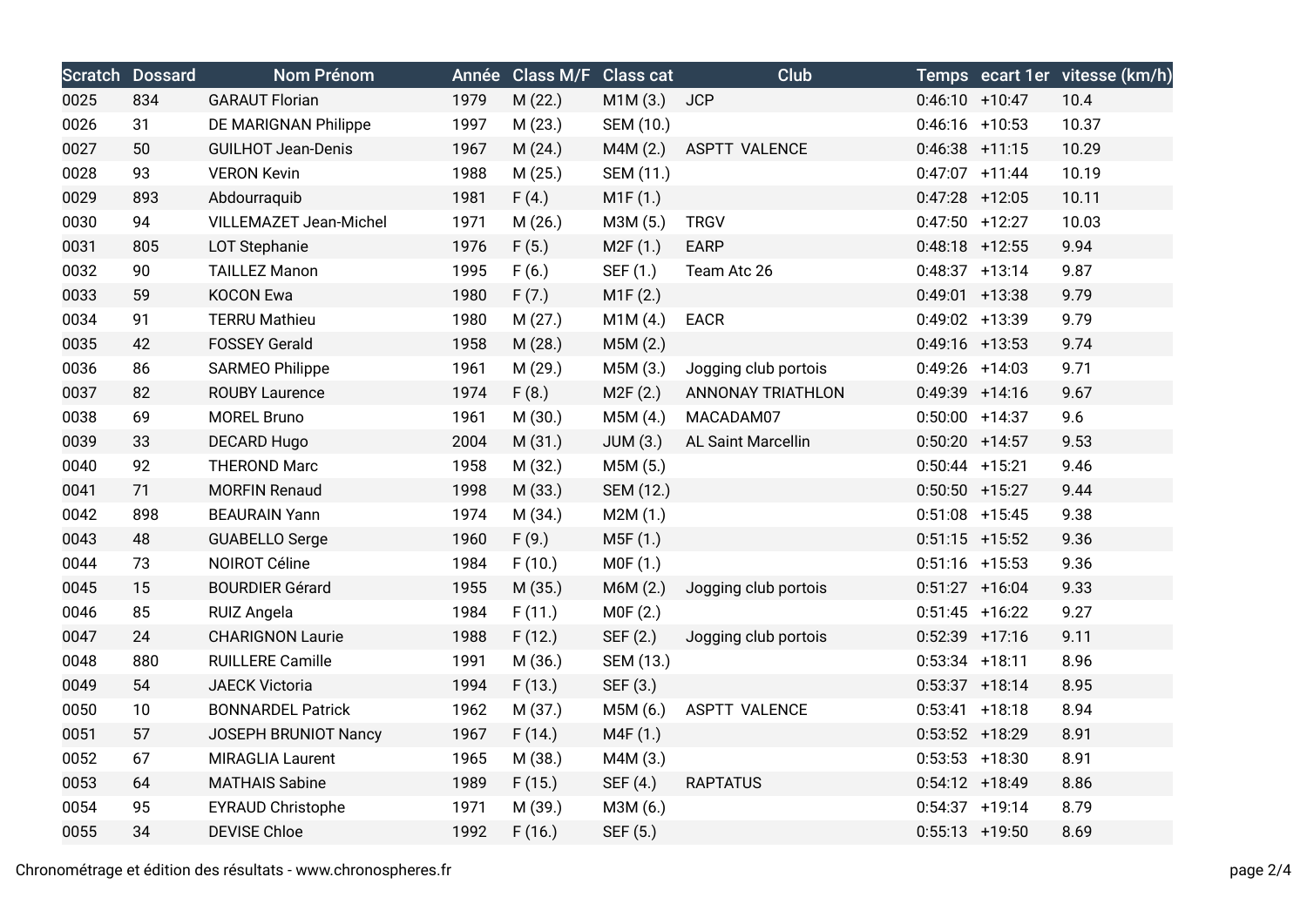| Scratch | Dossard | Nom Prénom | Année | Class M/F | Class cat | Club | Temps | ecart 1er | vitesse (km/h) |
|---|---|---|---|---|---|---|---|---|---|
| 0025 | 834 | GARAUT Florian | 1979 | M (22.) | M1M (3.) | JCP | 0:46:10 | +10:47 | 10.4 |
| 0026 | 31 | DE MARIGNAN Philippe | 1997 | M (23.) | SEM (10.) | | 0:46:16 | +10:53 | 10.37 |
| 0027 | 50 | GUILHOT Jean-Denis | 1967 | M (24.) | M4M (2.) | ASPTT VALENCE | 0:46:38 | +11:15 | 10.29 |
| 0028 | 93 | VERON Kevin | 1988 | M (25.) | SEM (11.) | | 0:47:07 | +11:44 | 10.19 |
| 0029 | 893 | Abdourraquib | 1981 | F (4.) | M1F (1.) | | 0:47:28 | +12:05 | 10.11 |
| 0030 | 94 | VILLEMAZET Jean-Michel | 1971 | M (26.) | M3M (5.) | TRGV | 0:47:50 | +12:27 | 10.03 |
| 0031 | 805 | LOT Stephanie | 1976 | F (5.) | M2F (1.) | EARP | 0:48:18 | +12:55 | 9.94 |
| 0032 | 90 | TAILLEZ Manon | 1995 | F (6.) | SEF (1.) | Team Atc 26 | 0:48:37 | +13:14 | 9.87 |
| 0033 | 59 | KOCON Ewa | 1980 | F (7.) | M1F (2.) | | 0:49:01 | +13:38 | 9.79 |
| 0034 | 91 | TERRU Mathieu | 1980 | M (27.) | M1M (4.) | EACR | 0:49:02 | +13:39 | 9.79 |
| 0035 | 42 | FOSSEY Gerald | 1958 | M (28.) | M5M (2.) | | 0:49:16 | +13:53 | 9.74 |
| 0036 | 86 | SARMEO Philippe | 1961 | M (29.) | M5M (3.) | Jogging club portois | 0:49:26 | +14:03 | 9.71 |
| 0037 | 82 | ROUBY Laurence | 1974 | F (8.) | M2F (2.) | ANNONAY TRIATHLON | 0:49:39 | +14:16 | 9.67 |
| 0038 | 69 | MOREL Bruno | 1961 | M (30.) | M5M (4.) | MACADAM07 | 0:50:00 | +14:37 | 9.6 |
| 0039 | 33 | DECARD Hugo | 2004 | M (31.) | JUM (3.) | AL Saint Marcellin | 0:50:20 | +14:57 | 9.53 |
| 0040 | 92 | THEROND Marc | 1958 | M (32.) | M5M (5.) | | 0:50:44 | +15:21 | 9.46 |
| 0041 | 71 | MORFIN Renaud | 1998 | M (33.) | SEM (12.) | | 0:50:50 | +15:27 | 9.44 |
| 0042 | 898 | BEAURAIN Yann | 1974 | M (34.) | M2M (1.) | | 0:51:08 | +15:45 | 9.38 |
| 0043 | 48 | GUABELLO Serge | 1960 | F (9.) | M5F (1.) | | 0:51:15 | +15:52 | 9.36 |
| 0044 | 73 | NOIROT Céline | 1984 | F (10.) | M0F (1.) | | 0:51:16 | +15:53 | 9.36 |
| 0045 | 15 | BOURDIER Gérard | 1955 | M (35.) | M6M (2.) | Jogging club portois | 0:51:27 | +16:04 | 9.33 |
| 0046 | 85 | RUIZ Angela | 1984 | F (11.) | M0F (2.) | | 0:51:45 | +16:22 | 9.27 |
| 0047 | 24 | CHARIGNON Laurie | 1988 | F (12.) | SEF (2.) | Jogging club portois | 0:52:39 | +17:16 | 9.11 |
| 0048 | 880 | RUILLERE Camille | 1991 | M (36.) | SEM (13.) | | 0:53:34 | +18:11 | 8.96 |
| 0049 | 54 | JAECK Victoria | 1994 | F (13.) | SEF (3.) | | 0:53:37 | +18:14 | 8.95 |
| 0050 | 10 | BONNARDEL Patrick | 1962 | M (37.) | M5M (6.) | ASPTT VALENCE | 0:53:41 | +18:18 | 8.94 |
| 0051 | 57 | JOSEPH BRUNIOT Nancy | 1967 | F (14.) | M4F (1.) | | 0:53:52 | +18:29 | 8.91 |
| 0052 | 67 | MIRAGLIA Laurent | 1965 | M (38.) | M4M (3.) | | 0:53:53 | +18:30 | 8.91 |
| 0053 | 64 | MATHAIS Sabine | 1989 | F (15.) | SEF (4.) | RAPTATUS | 0:54:12 | +18:49 | 8.86 |
| 0054 | 95 | EYRAUD Christophe | 1971 | M (39.) | M3M (6.) | | 0:54:37 | +19:14 | 8.79 |
| 0055 | 34 | DEVISE Chloe | 1992 | F (16.) | SEF (5.) | | 0:55:13 | +19:50 | 8.69 |

Chronométrage et édition des résultats - www.chronospheres.fr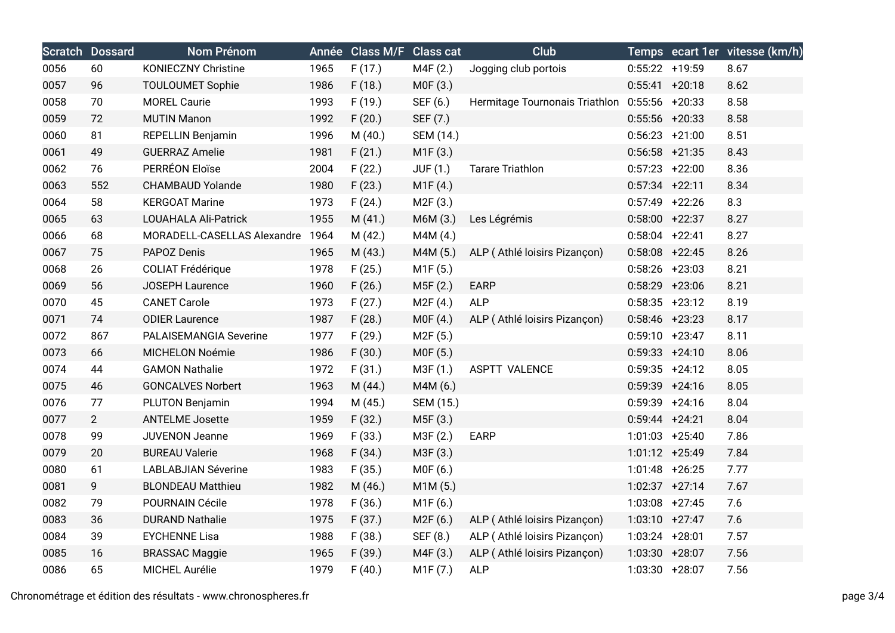| Scratch | Dossard | Nom Prénom | Année | Class M/F | Class cat | Club | Temps | ecart 1er | vitesse (km/h) |
|---|---|---|---|---|---|---|---|---|---|
| 0056 | 60 | KONIECZNY Christine | 1965 | F (17.) | M4F (2.) | Jogging club portois | 0:55:22 | +19:59 | 8.67 |
| 0057 | 96 | TOULOUMET Sophie | 1986 | F (18.) | M0F (3.) | | 0:55:41 | +20:18 | 8.62 |
| 0058 | 70 | MOREL Caurie | 1993 | F (19.) | SEF (6.) | Hermitage Tournonais Triathlon | 0:55:56 | +20:33 | 8.58 |
| 0059 | 72 | MUTIN Manon | 1992 | F (20.) | SEF (7.) | | 0:55:56 | +20:33 | 8.58 |
| 0060 | 81 | REPELLIN Benjamin | 1996 | M (40.) | SEM (14.) | | 0:56:23 | +21:00 | 8.51 |
| 0061 | 49 | GUERRAZ Amelie | 1981 | F (21.) | M1F (3.) | | 0:56:58 | +21:35 | 8.43 |
| 0062 | 76 | PERRÉON Eloïse | 2004 | F (22.) | JUF (1.) | Tarare Triathlon | 0:57:23 | +22:00 | 8.36 |
| 0063 | 552 | CHAMBAUD Yolande | 1980 | F (23.) | M1F (4.) | | 0:57:34 | +22:11 | 8.34 |
| 0064 | 58 | KERGOAT Marine | 1973 | F (24.) | M2F (3.) | | 0:57:49 | +22:26 | 8.3 |
| 0065 | 63 | LOUAHALA Ali-Patrick | 1955 | M (41.) | M6M (3.) | Les Légrémis | 0:58:00 | +22:37 | 8.27 |
| 0066 | 68 | MORADELL-CASELLAS Alexandre | 1964 | M (42.) | M4M (4.) | | 0:58:04 | +22:41 | 8.27 |
| 0067 | 75 | PAPOZ Denis | 1965 | M (43.) | M4M (5.) | ALP ( Athlé loisirs Pizançon) | 0:58:08 | +22:45 | 8.26 |
| 0068 | 26 | COLIAT Frédérique | 1978 | F (25.) | M1F (5.) | | 0:58:26 | +23:03 | 8.21 |
| 0069 | 56 | JOSEPH Laurence | 1960 | F (26.) | M5F (2.) | EARP | 0:58:29 | +23:06 | 8.21 |
| 0070 | 45 | CANET Carole | 1973 | F (27.) | M2F (4.) | ALP | 0:58:35 | +23:12 | 8.19 |
| 0071 | 74 | ODIER Laurence | 1987 | F (28.) | M0F (4.) | ALP ( Athlé loisirs Pizançon) | 0:58:46 | +23:23 | 8.17 |
| 0072 | 867 | PALAISEMANGIA Severine | 1977 | F (29.) | M2F (5.) | | 0:59:10 | +23:47 | 8.11 |
| 0073 | 66 | MICHELON Noémie | 1986 | F (30.) | M0F (5.) | | 0:59:33 | +24:10 | 8.06 |
| 0074 | 44 | GAMON Nathalie | 1972 | F (31.) | M3F (1.) | ASPTT VALENCE | 0:59:35 | +24:12 | 8.05 |
| 0075 | 46 | GONCALVES Norbert | 1963 | M (44.) | M4M (6.) | | 0:59:39 | +24:16 | 8.05 |
| 0076 | 77 | PLUTON Benjamin | 1994 | M (45.) | SEM (15.) | | 0:59:39 | +24:16 | 8.04 |
| 0077 | 2 | ANTELME Josette | 1959 | F (32.) | M5F (3.) | | 0:59:44 | +24:21 | 8.04 |
| 0078 | 99 | JUVENON Jeanne | 1969 | F (33.) | M3F (2.) | EARP | 1:01:03 | +25:40 | 7.86 |
| 0079 | 20 | BUREAU Valerie | 1968 | F (34.) | M3F (3.) | | 1:01:12 | +25:49 | 7.84 |
| 0080 | 61 | LABLABJIAN Séverine | 1983 | F (35.) | M0F (6.) | | 1:01:48 | +26:25 | 7.77 |
| 0081 | 9 | BLONDEAU Matthieu | 1982 | M (46.) | M1M (5.) | | 1:02:37 | +27:14 | 7.67 |
| 0082 | 79 | POURNAIN Cécile | 1978 | F (36.) | M1F (6.) | | 1:03:08 | +27:45 | 7.6 |
| 0083 | 36 | DURAND Nathalie | 1975 | F (37.) | M2F (6.) | ALP ( Athlé loisirs Pizançon) | 1:03:10 | +27:47 | 7.6 |
| 0084 | 39 | EYCHENNE Lisa | 1988 | F (38.) | SEF (8.) | ALP ( Athlé loisirs Pizançon) | 1:03:24 | +28:01 | 7.57 |
| 0085 | 16 | BRASSAC Maggie | 1965 | F (39.) | M4F (3.) | ALP ( Athlé loisirs Pizançon) | 1:03:30 | +28:07 | 7.56 |
| 0086 | 65 | MICHEL Aurélie | 1979 | F (40.) | M1F (7.) | ALP | 1:03:30 | +28:07 | 7.56 |

Chronométrage et édition des résultats - www.chronospheres.fr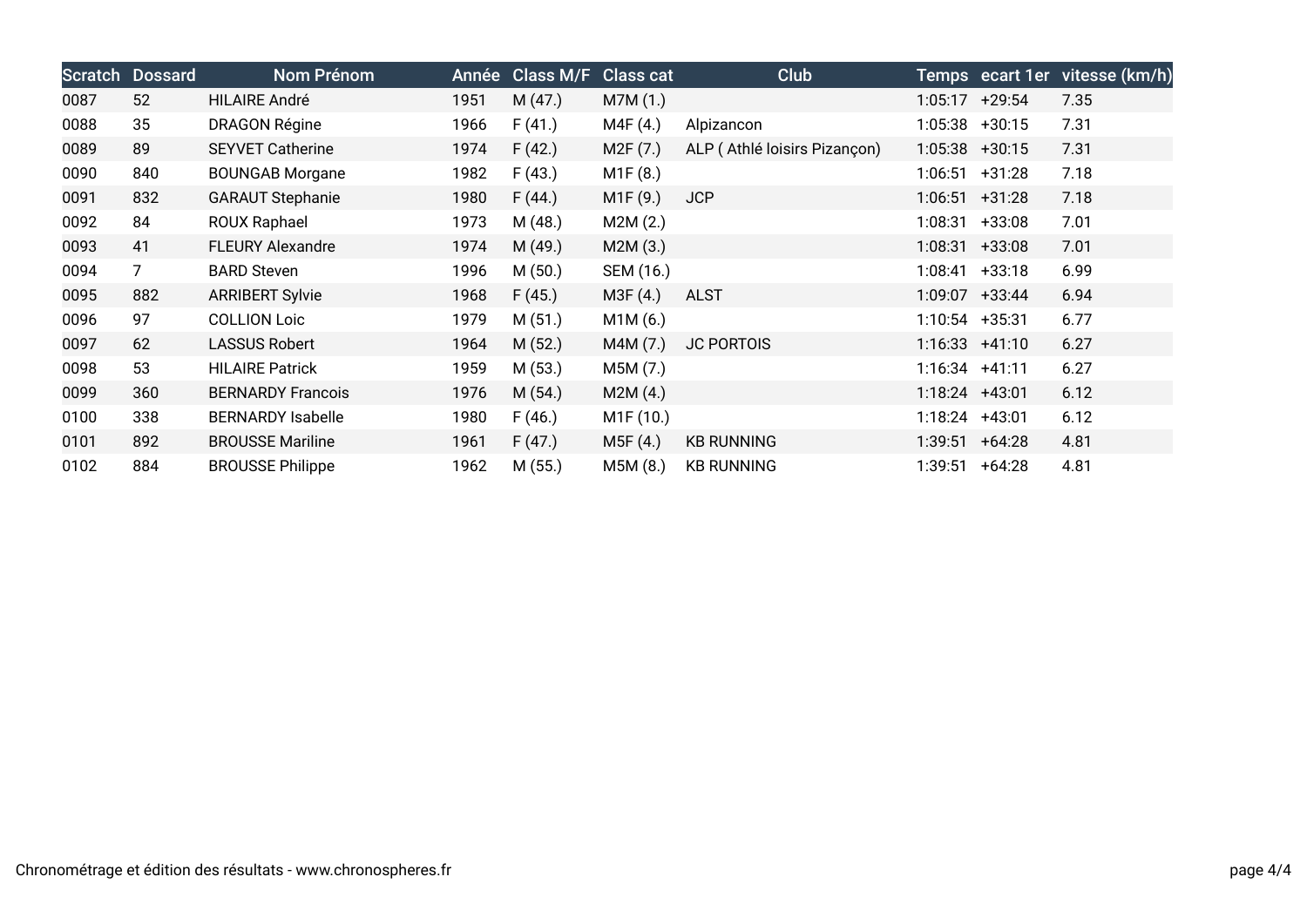| Scratch | Dossard | Nom Prénom | Année | Class M/F | Class cat | Club | Temps | ecart 1er | vitesse (km/h) |
|---|---|---|---|---|---|---|---|---|---|
| 0087 | 52 | HILAIRE André | 1951 | M (47.) | M7M (1.) | | 1:05:17 | +29:54 | 7.35 |
| 0088 | 35 | DRAGON Régine | 1966 | F (41.) | M4F (4.) | Alpizancon | 1:05:38 | +30:15 | 7.31 |
| 0089 | 89 | SEYVET Catherine | 1974 | F (42.) | M2F (7.) | ALP ( Athlé loisirs Pizançon) | 1:05:38 | +30:15 | 7.31 |
| 0090 | 840 | BOUNGAB Morgane | 1982 | F (43.) | M1F (8.) | | 1:06:51 | +31:28 | 7.18 |
| 0091 | 832 | GARAUT Stephanie | 1980 | F (44.) | M1F (9.) | JCP | 1:06:51 | +31:28 | 7.18 |
| 0092 | 84 | ROUX Raphael | 1973 | M (48.) | M2M (2.) | | 1:08:31 | +33:08 | 7.01 |
| 0093 | 41 | FLEURY Alexandre | 1974 | M (49.) | M2M (3.) | | 1:08:31 | +33:08 | 7.01 |
| 0094 | 7 | BARD Steven | 1996 | M (50.) | SEM (16.) | | 1:08:41 | +33:18 | 6.99 |
| 0095 | 882 | ARRIBERT Sylvie | 1968 | F (45.) | M3F (4.) | ALST | 1:09:07 | +33:44 | 6.94 |
| 0096 | 97 | COLLION Loic | 1979 | M (51.) | M1M (6.) | | 1:10:54 | +35:31 | 6.77 |
| 0097 | 62 | LASSUS Robert | 1964 | M (52.) | M4M (7.) | JC PORTOIS | 1:16:33 | +41:10 | 6.27 |
| 0098 | 53 | HILAIRE Patrick | 1959 | M (53.) | M5M (7.) | | 1:16:34 | +41:11 | 6.27 |
| 0099 | 360 | BERNARDY Francois | 1976 | M (54.) | M2M (4.) | | 1:18:24 | +43:01 | 6.12 |
| 0100 | 338 | BERNARDY Isabelle | 1980 | F (46.) | M1F (10.) | | 1:18:24 | +43:01 | 6.12 |
| 0101 | 892 | BROUSSE Mariline | 1961 | F (47.) | M5F (4.) | KB RUNNING | 1:39:51 | +64:28 | 4.81 |
| 0102 | 884 | BROUSSE Philippe | 1962 | M (55.) | M5M (8.) | KB RUNNING | 1:39:51 | +64:28 | 4.81 |

Chronométrage et édition des résultats - www.chronospheres.fr